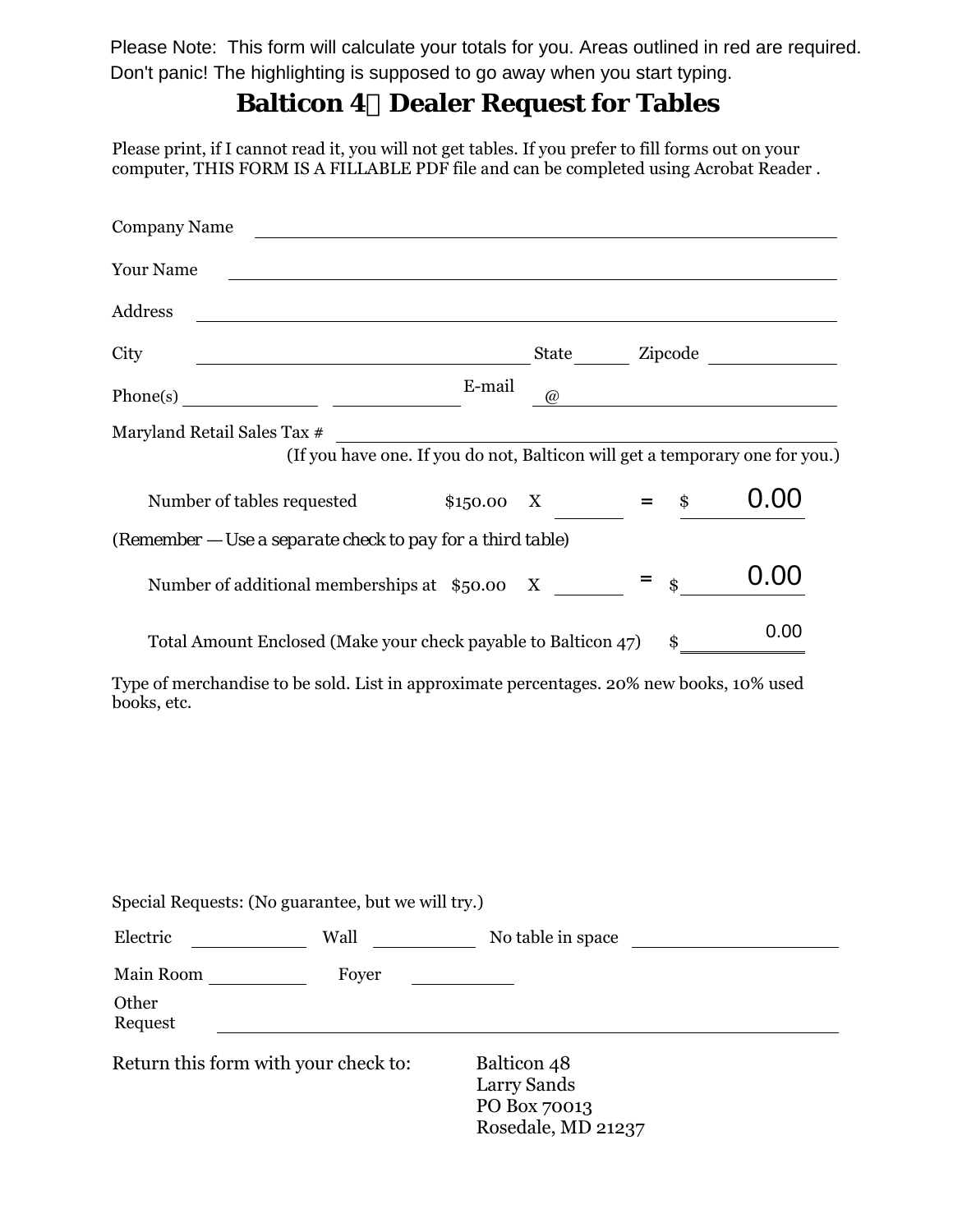Please Note: This form will calculate your totals for you. Areas outlined in red are required.
Don't panic! The highlighting is supposed to go away when you start typing.

# Balticon 4 Dealer Request for Tables

Please print, if I cannot read it, you will not get tables. If you prefer to fill forms out on your computer, THIS FORM IS A FILLABLE PDF file and can be completed using Acrobat Reader .

Company Name ______________________________

Your Name ______________________________

Address ______________________________

City ____________________ State ______ Zipcode __________

Phone(s) __________ __________ E-mail @ ____________________

Maryland Retail Sales Tax # ______________________________

(If you have one. If you do not, Balticon will get a temporary one for you.)

Number of tables requested $150.00 X ______ = $ 0.00

*(Remember — Use a separate check to pay for a third table)*

Number of additional memberships at $50.00 X ______ = $ 0.00

Total Amount Enclosed (Make your check payable to Balticon 47) $ 0.00

Type of merchandise to be sold. List in approximate percentages. 20% new books, 10% used books, etc.

Special Requests: (No guarantee, but we will try.)

Electric __________ Wall __________ No table in space __________

Main Room __________ Foyer __________

Other Request ______________________________

Return this form with your check to:

Balticon 48
Larry Sands
PO Box 70013
Rosedale, MD 21237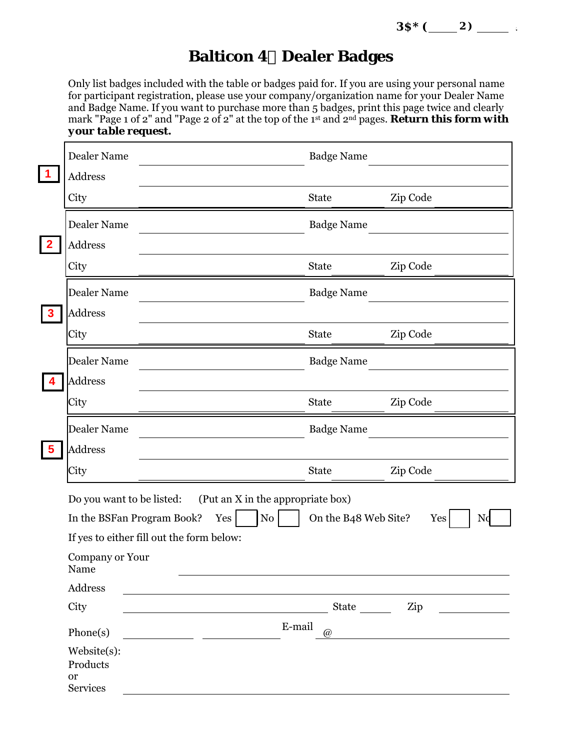3$* (\_\_\_\_\_2) \_\_\_\_\_

# Balticon 4 Dealer Badges

Only list badges included with the table or badges paid for. If you are using your personal name for participant registration, please use your company/organization name for your Dealer Name and Badge Name. If you want to purchase more than 5 badges, print this page twice and clearly mark "Page 1 of 2" and "Page 2 of 2" at the top of the 1st and 2nd pages. **Return this form with your table request.**

**1**

| | | | |
|---|---|---|---|
| Dealer Name | | Badge Name | |
| Address | | | |
| City | | State | Zip Code |

**2**

| | | | |
|---|---|---|---|
| Dealer Name | | Badge Name | |
| Address | | | |
| City | | State | Zip Code |

**3**

| | | | |
|---|---|---|---|
| Dealer Name | | Badge Name | |
| Address | | | |
| City | | State | Zip Code |

**4**

| | | | |
|---|---|---|---|
| Dealer Name | | Badge Name | |
| Address | | | |
| City | | State | Zip Code |

**5**

| | | | |
|---|---|---|---|
| Dealer Name | | Badge Name | |
| Address | | | |
| City | | State | Zip Code |

Do you want to be listed: (Put an X in the appropriate box)

In the BSFan Program Book? Yes ☐ No ☐ On the B48 Web Site? Yes ☐ No ☐

If yes to either fill out the form below:

Company or Your Name \_\_\_\_\_\_\_\_\_\_\_\_\_\_\_\_\_\_\_\_

Address \_\_\_\_\_\_\_\_\_\_\_\_\_\_\_\_\_\_\_\_

City \_\_\_\_\_\_\_\_\_\_ State \_\_\_\_\_ Zip \_\_\_\_\_

Phone(s) \_\_\_\_\_\_\_\_ \_\_\_\_\_\_\_\_ E-mail @ \_\_\_\_\_\_\_\_

Website(s):

Products or Services \_\_\_\_\_\_\_\_\_\_\_\_\_\_\_\_\_\_\_\_